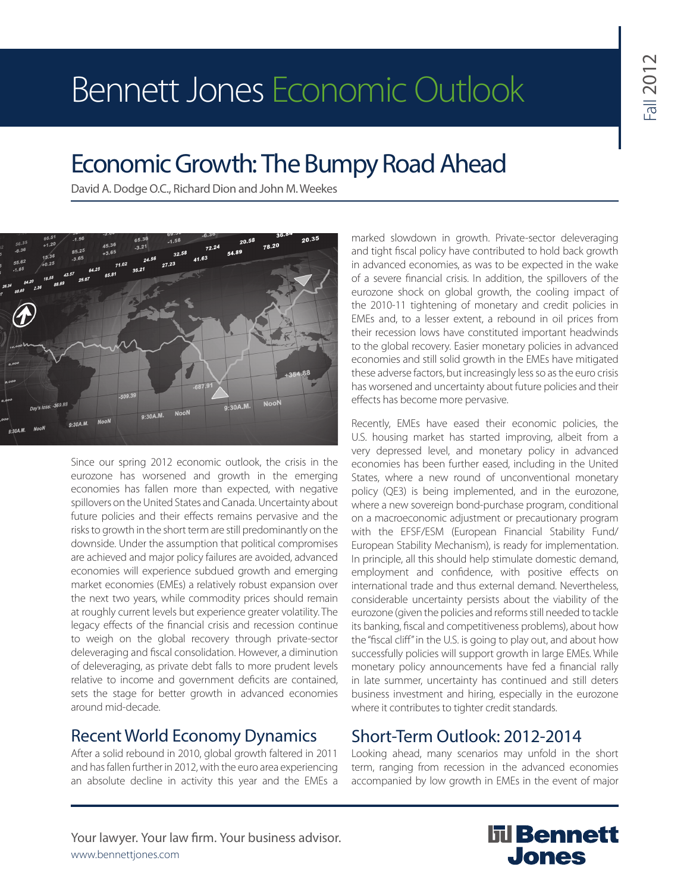# Bennett Jones Economic Outlook

Fall 2012

## Economic Growth: The Bumpy Road Ahead

David A. Dodge O.C., Richard Dion and John M. Weekes

Since our spring 2012 economic outlook, the crisis in the eurozone has worsened and growth in the emerging economies has fallen more than expected, with negative spillovers on the United States and Canada. Uncertainty about future policies and their effects remains pervasive and the risks to growth in the short term are still predominantly on the downside. Under the assumption that political compromises are achieved and major policy failures are avoided, advanced economies will experience subdued growth and emerging market economies (EMEs) a relatively robust expansion over the next two years, while commodity prices should remain at roughly current levels but experience greater volatility. The legacy effects of the financial crisis and recession continue to weigh on the global recovery through private-sector deleveraging and fiscal consolidation. However, a diminution of deleveraging, as private debt falls to more prudent levels relative to income and government deficits are contained, sets the stage for better growth in advanced economies around mid-decade.

## Recent World Economy Dynamics

After a solid rebound in 2010, global growth faltered in 2011 and has fallen further in 2012, with the euro area experiencing an absolute decline in activity this year and the EMEs a marked slowdown in growth. Private-sector deleveraging and tight fiscal policy have contributed to hold back growth in advanced economies, as was to be expected in the wake of a severe financial crisis. In addition, the spillovers of the eurozone shock on global growth, the cooling impact of the 2010-11 tightening of monetary and credit policies in EMEs and, to a lesser extent, a rebound in oil prices from their recession lows have constituted important headwinds to the global recovery. Easier monetary policies in advanced economies and still solid growth in the EMEs have mitigated these adverse factors, but increasingly less so as the euro crisis has worsened and uncertainty about future policies and their effects has become more pervasive.

Recently, EMEs have eased their economic policies, the U.S. housing market has started improving, albeit from a very depressed level, and monetary policy in advanced economies has been further eased, including in the United States, where a new round of unconventional monetary policy (QE3) is being implemented, and in the eurozone, where a new sovereign bond-purchase program, conditional on a macroeconomic adjustment or precautionary program with the EFSF/ESM (European Financial Stability Fund/European Stability Mechanism), is ready for implementation. In principle, all this should help stimulate domestic demand, employment and confidence, with positive effects on international trade and thus external demand. Nevertheless, considerable uncertainty persists about the viability of the eurozone (given the policies and reforms still needed to tackle its banking, fiscal and competitiveness problems), about how the "fiscal cliff" in the U.S. is going to play out, and about how successfully policies will support growth in large EMEs. While monetary policy announcements have fed a financial rally in late summer, uncertainty has continued and still deters business investment and hiring, especially in the eurozone where it contributes to tighter credit standards.

## Short-Term Outlook: 2012-2014

Looking ahead, many scenarios may unfold in the short term, ranging from recession in the advanced economies accompanied by low growth in EMEs in the event of major

Your lawyer. Your law firm. Your business advisor.
www.bennettjones.com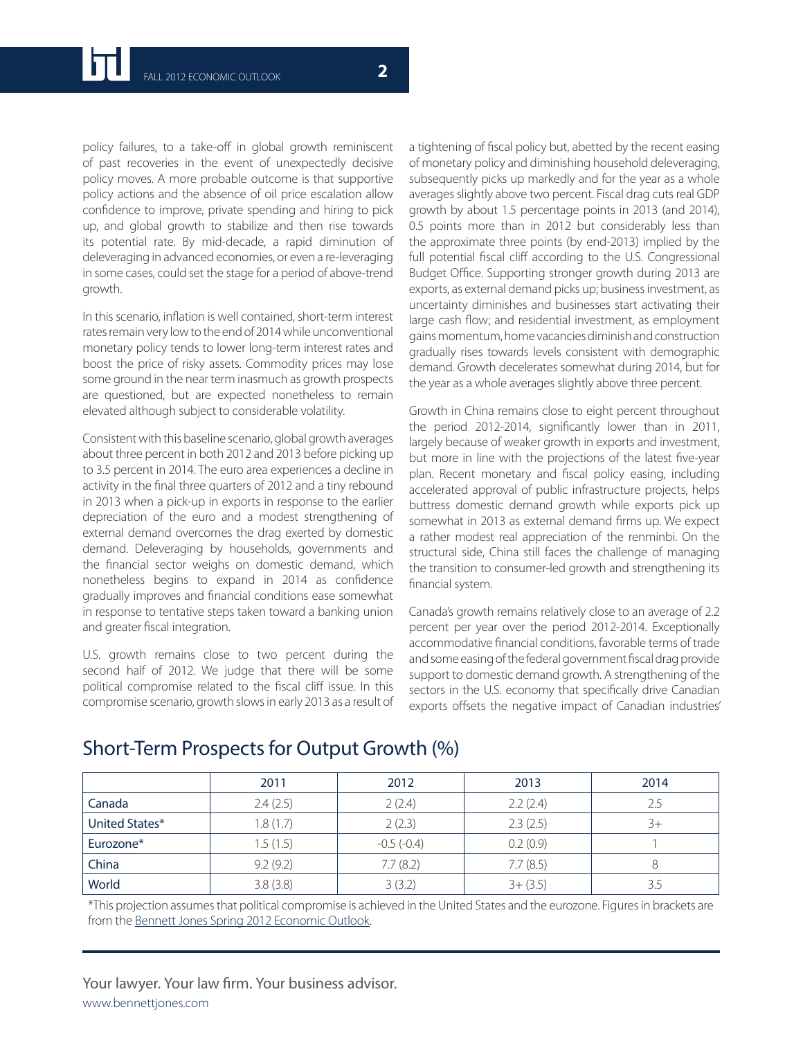policy failures, to a take-off in global growth reminiscent of past recoveries in the event of unexpectedly decisive policy moves. A more probable outcome is that supportive policy actions and the absence of oil price escalation allow confidence to improve, private spending and hiring to pick up, and global growth to stabilize and then rise towards its potential rate. By mid-decade, a rapid diminution of deleveraging in advanced economies, or even a re-leveraging in some cases, could set the stage for a period of above-trend growth.

In this scenario, inflation is well contained, short-term interest rates remain very low to the end of 2014 while unconventional monetary policy tends to lower long-term interest rates and boost the price of risky assets. Commodity prices may lose some ground in the near term inasmuch as growth prospects are questioned, but are expected nonetheless to remain elevated although subject to considerable volatility.

Consistent with this baseline scenario, global growth averages about three percent in both 2012 and 2013 before picking up to 3.5 percent in 2014. The euro area experiences a decline in activity in the final three quarters of 2012 and a tiny rebound in 2013 when a pick-up in exports in response to the earlier depreciation of the euro and a modest strengthening of external demand overcomes the drag exerted by domestic demand. Deleveraging by households, governments and the financial sector weighs on domestic demand, which nonetheless begins to expand in 2014 as confidence gradually improves and financial conditions ease somewhat in response to tentative steps taken toward a banking union and greater fiscal integration.

U.S. growth remains close to two percent during the second half of 2012. We judge that there will be some political compromise related to the fiscal cliff issue. In this compromise scenario, growth slows in early 2013 as a result of a tightening of fiscal policy but, abetted by the recent easing of monetary policy and diminishing household deleveraging, subsequently picks up markedly and for the year as a whole averages slightly above two percent. Fiscal drag cuts real GDP growth by about 1.5 percentage points in 2013 (and 2014), 0.5 points more than in 2012 but considerably less than the approximate three points (by end-2013) implied by the full potential fiscal cliff according to the U.S. Congressional Budget Office. Supporting stronger growth during 2013 are exports, as external demand picks up; business investment, as uncertainty diminishes and businesses start activating their large cash flow; and residential investment, as employment gains momentum, home vacancies diminish and construction gradually rises towards levels consistent with demographic demand. Growth decelerates somewhat during 2014, but for the year as a whole averages slightly above three percent.

Growth in China remains close to eight percent throughout the period 2012-2014, significantly lower than in 2011, largely because of weaker growth in exports and investment, but more in line with the projections of the latest five-year plan. Recent monetary and fiscal policy easing, including accelerated approval of public infrastructure projects, helps buttress domestic demand growth while exports pick up somewhat in 2013 as external demand firms up. We expect a rather modest real appreciation of the renminbi. On the structural side, China still faces the challenge of managing the transition to consumer-led growth and strengthening its financial system.

Canada's growth remains relatively close to an average of 2.2 percent per year over the period 2012-2014. Exceptionally accommodative financial conditions, favorable terms of trade and some easing of the federal government fiscal drag provide support to domestic demand growth. A strengthening of the sectors in the U.S. economy that specifically drive Canadian exports offsets the negative impact of Canadian industries'

## Short-Term Prospects for Output Growth (%)

| | 2011 | 2012 | 2013 | 2014 |
|---|---|---|---|---|
| Canada | 2.4 (2.5) | 2 (2.4) | 2.2 (2.4) | 2.5 |
| United States* | 1.8 (1.7) | 2 (2.3) | 2.3 (2.5) | 3+ |
| Eurozone* | 1.5 (1.5) | -0.5 (-0.4) | 0.2 (0.9) | 1 |
| China | 9.2 (9.2) | 7.7 (8.2) | 7.7 (8.5) | 8 |
| World | 3.8 (3.8) | 3 (3.2) | 3+ (3.5) | 3.5 |

*This projection assumes that political compromise is achieved in the United States and the eurozone. Figures in brackets are from the Bennett Jones Spring 2012 Economic Outlook.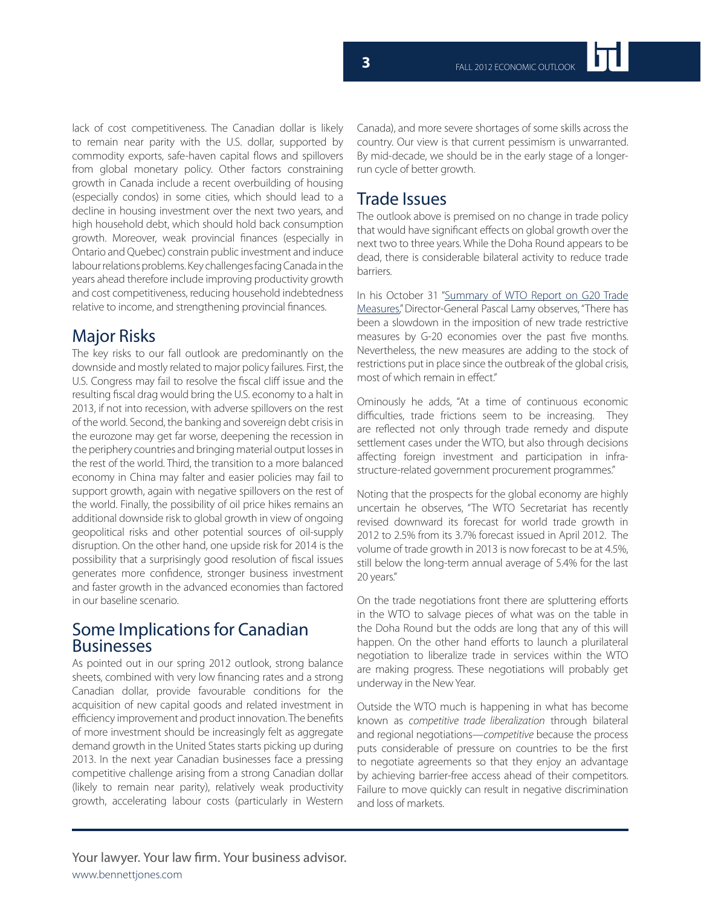lack of cost competitiveness. The Canadian dollar is likely to remain near parity with the U.S. dollar, supported by commodity exports, safe-haven capital flows and spillovers from global monetary policy. Other factors constraining growth in Canada include a recent overbuilding of housing (especially condos) in some cities, which should lead to a decline in housing investment over the next two years, and high household debt, which should hold back consumption growth. Moreover, weak provincial finances (especially in Ontario and Quebec) constrain public investment and induce labour relations problems. Key challenges facing Canada in the years ahead therefore include improving productivity growth and cost competitiveness, reducing household indebtedness relative to income, and strengthening provincial finances.

## Major Risks

The key risks to our fall outlook are predominantly on the downside and mostly related to major policy failures. First, the U.S. Congress may fail to resolve the fiscal cliff issue and the resulting fiscal drag would bring the U.S. economy to a halt in 2013, if not into recession, with adverse spillovers on the rest of the world. Second, the banking and sovereign debt crisis in the eurozone may get far worse, deepening the recession in the periphery countries and bringing material output losses in the rest of the world. Third, the transition to a more balanced economy in China may falter and easier policies may fail to support growth, again with negative spillovers on the rest of the world. Finally, the possibility of oil price hikes remains an additional downside risk to global growth in view of ongoing geopolitical risks and other potential sources of oil-supply disruption. On the other hand, one upside risk for 2014 is the possibility that a surprisingly good resolution of fiscal issues generates more confidence, stronger business investment and faster growth in the advanced economies than factored in our baseline scenario.

## Some Implications for Canadian Businesses

As pointed out in our spring 2012 outlook, strong balance sheets, combined with very low financing rates and a strong Canadian dollar, provide favourable conditions for the acquisition of new capital goods and related investment in efficiency improvement and product innovation. The benefits of more investment should be increasingly felt as aggregate demand growth in the United States starts picking up during 2013. In the next year Canadian businesses face a pressing competitive challenge arising from a strong Canadian dollar (likely to remain near parity), relatively weak productivity growth, accelerating labour costs (particularly in Western Canada), and more severe shortages of some skills across the country. Our view is that current pessimism is unwarranted. By mid-decade, we should be in the early stage of a longer-run cycle of better growth.

## Trade Issues

The outlook above is premised on no change in trade policy that would have significant effects on global growth over the next two to three years. While the Doha Round appears to be dead, there is considerable bilateral activity to reduce trade barriers.

In his October 31 "Summary of WTO Report on G20 Trade Measures," Director-General Pascal Lamy observes, "There has been a slowdown in the imposition of new trade restrictive measures by G-20 economies over the past five months. Nevertheless, the new measures are adding to the stock of restrictions put in place since the outbreak of the global crisis, most of which remain in effect."

Ominously he adds, "At a time of continuous economic difficulties, trade frictions seem to be increasing. They are reflected not only through trade remedy and dispute settlement cases under the WTO, but also through decisions affecting foreign investment and participation in infrastructure-related government procurement programmes."

Noting that the prospects for the global economy are highly uncertain he observes, "The WTO Secretariat has recently revised downward its forecast for world trade growth in 2012 to 2.5% from its 3.7% forecast issued in April 2012. The volume of trade growth in 2013 is now forecast to be at 4.5%, still below the long-term annual average of 5.4% for the last 20 years."

On the trade negotiations front there are spluttering efforts in the WTO to salvage pieces of what was on the table in the Doha Round but the odds are long that any of this will happen. On the other hand efforts to launch a plurilateral negotiation to liberalize trade in services within the WTO are making progress. These negotiations will probably get underway in the New Year.

Outside the WTO much is happening in what has become known as *competitive trade liberalization* through bilateral and regional negotiations—*competitive* because the process puts considerable of pressure on countries to be the first to negotiate agreements so that they enjoy an advantage by achieving barrier-free access ahead of their competitors. Failure to move quickly can result in negative discrimination and loss of markets.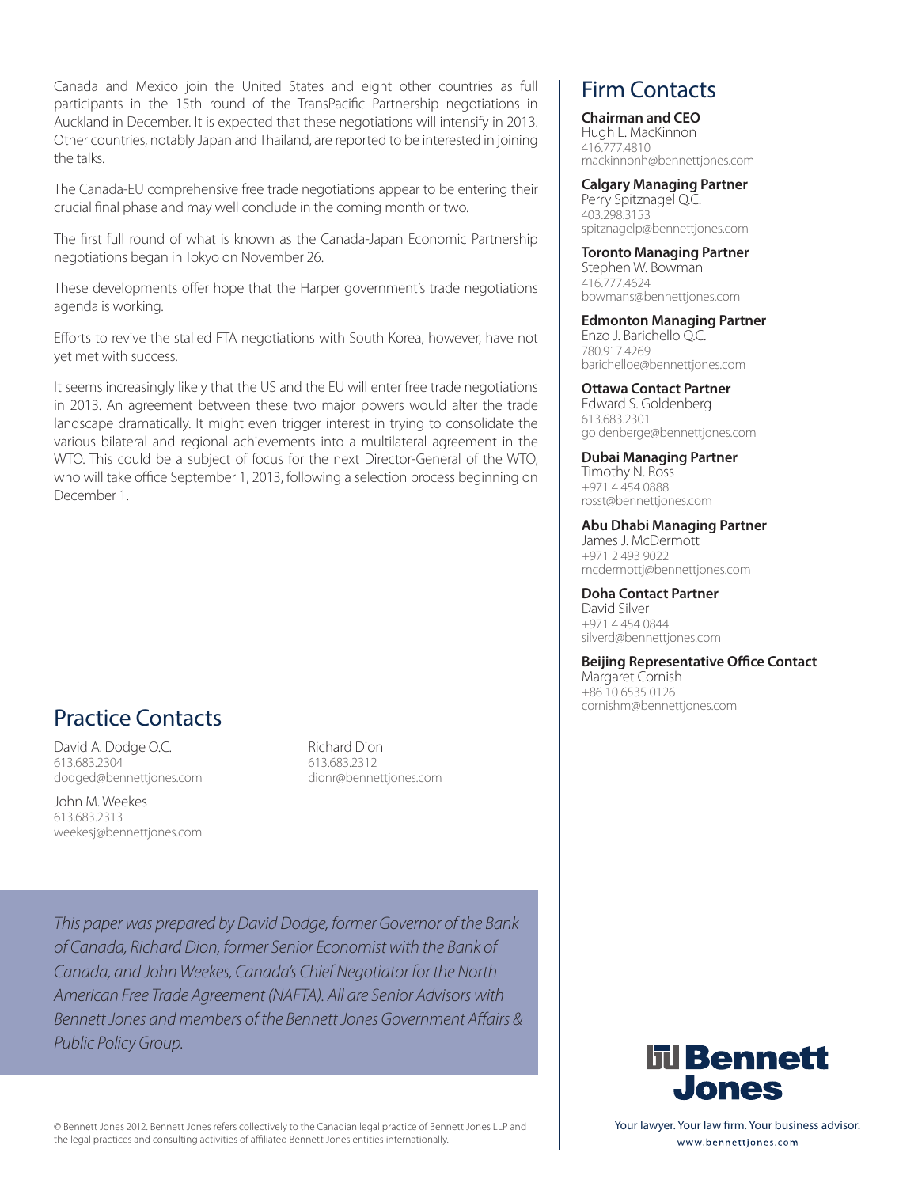Canada and Mexico join the United States and eight other countries as full participants in the 15th round of the TransPacific Partnership negotiations in Auckland in December. It is expected that these negotiations will intensify in 2013. Other countries, notably Japan and Thailand, are reported to be interested in joining the talks.

The Canada-EU comprehensive free trade negotiations appear to be entering their crucial final phase and may well conclude in the coming month or two.

The first full round of what is known as the Canada-Japan Economic Partnership negotiations began in Tokyo on November 26.

These developments offer hope that the Harper government's trade negotiations agenda is working.

Efforts to revive the stalled FTA negotiations with South Korea, however, have not yet met with success.

It seems increasingly likely that the US and the EU will enter free trade negotiations in 2013. An agreement between these two major powers would alter the trade landscape dramatically. It might even trigger interest in trying to consolidate the various bilateral and regional achievements into a multilateral agreement in the WTO. This could be a subject of focus for the next Director-General of the WTO, who will take office September 1, 2013, following a selection process beginning on December 1.

## Practice Contacts

David A. Dodge O.C.
613.683.2304
dodged@bennettjones.com

Richard Dion
613.683.2312
dionr@bennettjones.com

John M. Weekes
613.683.2313
weekesj@bennettjones.com

*This paper was prepared by David Dodge, former Governor of the Bank of Canada, Richard Dion, former Senior Economist with the Bank of Canada, and John Weekes, Canada's Chief Negotiator for the North American Free Trade Agreement (NAFTA). All are Senior Advisors with Bennett Jones and members of the Bennett Jones Government Affairs & Public Policy Group.*

© Bennett Jones 2012. Bennett Jones refers collectively to the Canadian legal practice of Bennett Jones LLP and the legal practices and consulting activities of affiliated Bennett Jones entities internationally.

## Firm Contacts

**Chairman and CEO**
Hugh L. MacKinnon
416.777.4810
mackinnonh@bennettjones.com

**Calgary Managing Partner**
Perry Spitznagel Q.C.
403.298.3153
spitznagelp@bennettjones.com

**Toronto Managing Partner**
Stephen W. Bowman
416.777.4624
bowmans@bennettjones.com

**Edmonton Managing Partner**
Enzo J. Barichello Q.C.
780.917.4269
barichelloe@bennettjones.com

**Ottawa Contact Partner**
Edward S. Goldenberg
613.683.2301
goldenberge@bennettjones.com

**Dubai Managing Partner**
Timothy N. Ross
+971 4 454 0888
rosst@bennettjones.com

**Abu Dhabi Managing Partner**
James J. McDermott
+971 2 493 9022
mcdermottj@bennettjones.com

**Doha Contact Partner**
David Silver
+971 4 454 0844
silverd@bennettjones.com

**Beijing Representative Office Contact**
Margaret Cornish
+86 10 6535 0126
cornishm@bennettjones.com

**Bennett Jones**

Your lawyer. Your law firm. Your business advisor.
www.bennettjones.com